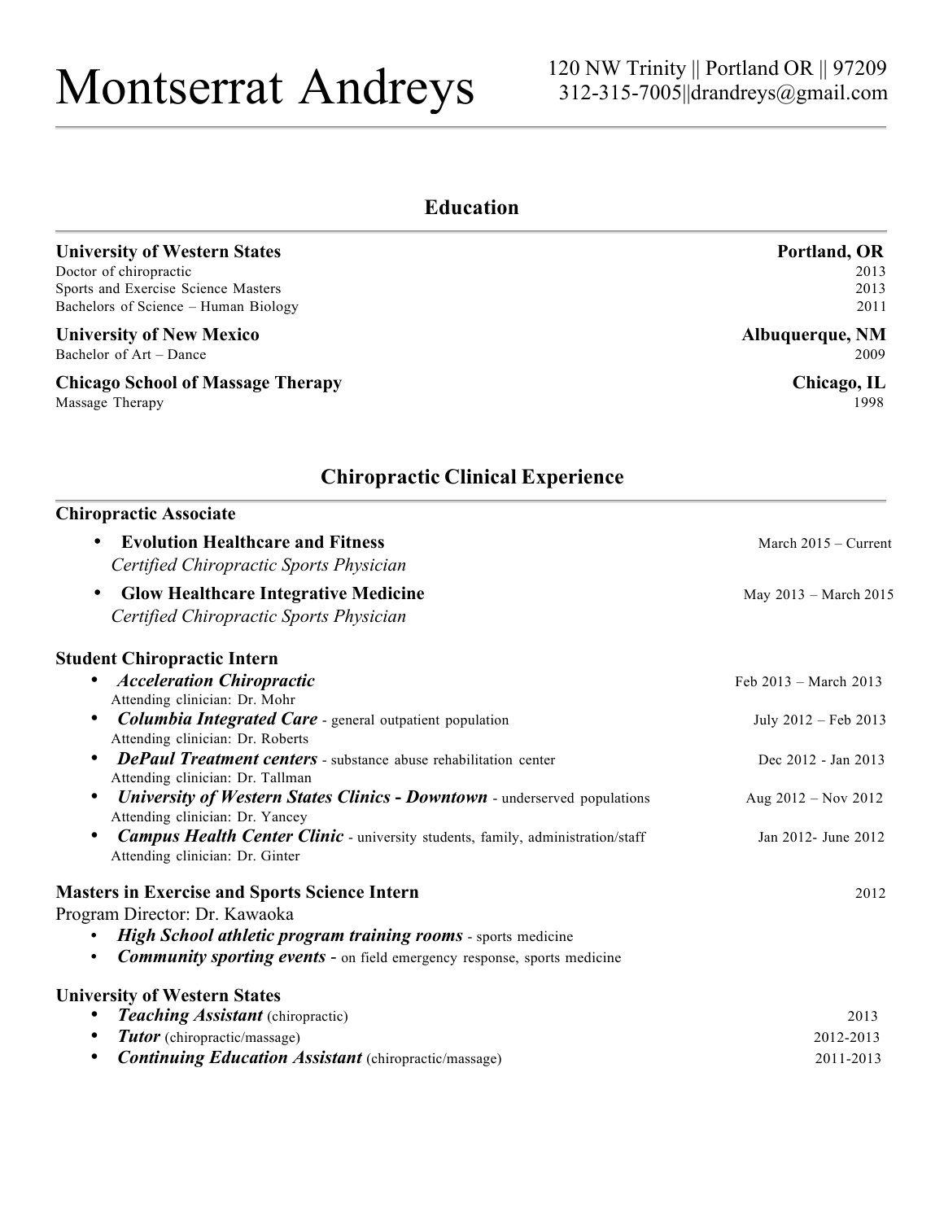# Montserrat Andreys

120 NW Trinity || Portland OR || 97209
312-315-7005||drandreys@gmail.com

## Education

**University of Western States** — **Portland, OR**
Doctor of chiropractic — 2013
Sports and Exercise Science Masters — 2013
Bachelors of Science – Human Biology — 2011

**University of New Mexico** — **Albuquerque, NM**
Bachelor of Art – Dance — 2009

**Chicago School of Massage Therapy** — **Chicago, IL**
Massage Therapy — 1998

## Chiropractic Clinical Experience

**Chiropractic Associate**

- **Evolution Healthcare and Fitness** — March 2015 – Current
  *Certified Chiropractic Sports Physician*
- **Glow Healthcare Integrative Medicine** — May 2013 – March 2015
  *Certified Chiropractic Sports Physician*

**Student Chiropractic Intern**

- ***Acceleration Chiropractic*** — Feb 2013 – March 2013
  Attending clinician: Dr. Mohr
- ***Columbia Integrated Care*** - general outpatient population — July 2012 – Feb 2013
  Attending clinician: Dr. Roberts
- ***DePaul Treatment centers*** - substance abuse rehabilitation center — Dec 2012 - Jan 2013
  Attending clinician: Dr. Tallman
- ***University of Western States Clinics - Downtown*** - underserved populations — Aug 2012 – Nov 2012
  Attending clinician: Dr. Yancey
- ***Campus Health Center Clinic*** - university students, family, administration/staff — Jan 2012- June 2012
  Attending clinician: Dr. Ginter

**Masters in Exercise and Sports Science Intern** — 2012
Program Director: Dr. Kawaoka

- ***High School athletic program training rooms*** - sports medicine
- ***Community sporting events*** - on field emergency response, sports medicine

**University of Western States**

- ***Teaching Assistant*** (chiropractic) — 2013
- ***Tutor*** (chiropractic/massage) — 2012-2013
- ***Continuing Education Assistant*** (chiropractic/massage) — 2011-2013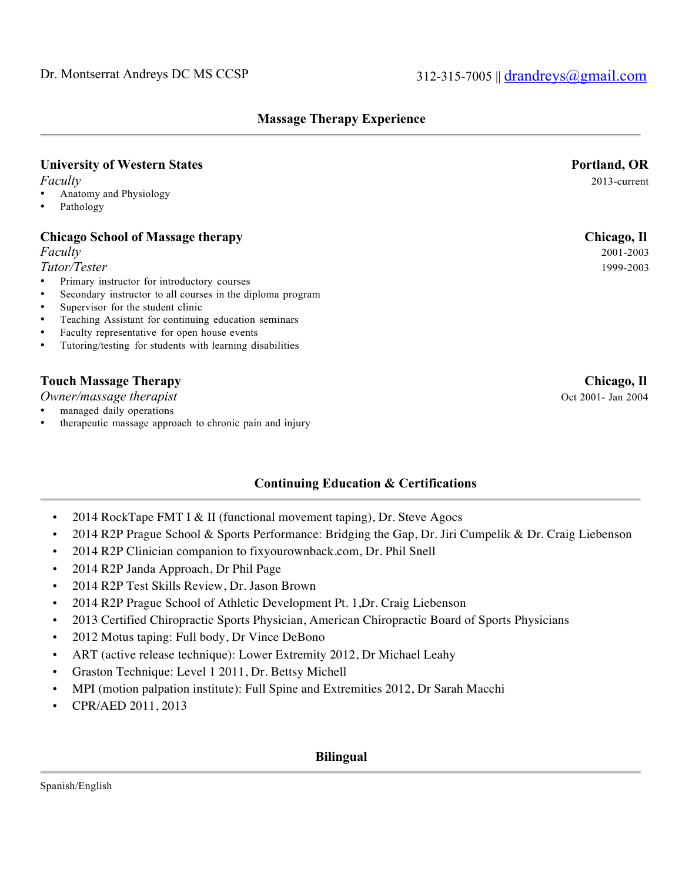Dr. Montserrat Andreys DC MS CCSP 312-315-7005 || drandreys@gmail.com

## Massage Therapy Experience

**University of Western States** **Portland, OR**
*Faculty* 2013-current

- Anatomy and Physiology
- Pathology

**Chicago School of Massage therapy** **Chicago, Il**
*Faculty* 2001-2003
*Tutor/Tester* 1999-2003

- Primary instructor for introductory courses
- Secondary instructor to all courses in the diploma program
- Supervisor for the student clinic
- Teaching Assistant for continuing education seminars
- Faculty representative for open house events
- Tutoring/testing for students with learning disabilities

**Touch Massage Therapy** **Chicago, Il**
*Owner/massage therapist* Oct 2001- Jan 2004

- managed daily operations
- therapeutic massage approach to chronic pain and injury

## Continuing Education & Certifications

- 2014 RockTape FMT I & II (functional movement taping), Dr. Steve Agocs
- 2014 R2P Prague School & Sports Performance: Bridging the Gap, Dr. Jiri Cumpelik & Dr. Craig Liebenson
- 2014 R2P Clinician companion to fixyourownback.com, Dr. Phil Snell
- 2014 R2P Janda Approach, Dr Phil Page
- 2014 R2P Test Skills Review, Dr. Jason Brown
- 2014 R2P Prague School of Athletic Development Pt. 1,Dr. Craig Liebenson
- 2013 Certified Chiropractic Sports Physician, American Chiropractic Board of Sports Physicians
- 2012 Motus taping: Full body, Dr Vince DeBono
- ART (active release technique): Lower Extremity 2012, Dr Michael Leahy
- Graston Technique: Level 1 2011, Dr. Bettsy Michell
- MPI (motion palpation institute): Full Spine and Extremities 2012, Dr Sarah Macchi
- CPR/AED 2011, 2013

## Bilingual

Spanish/English